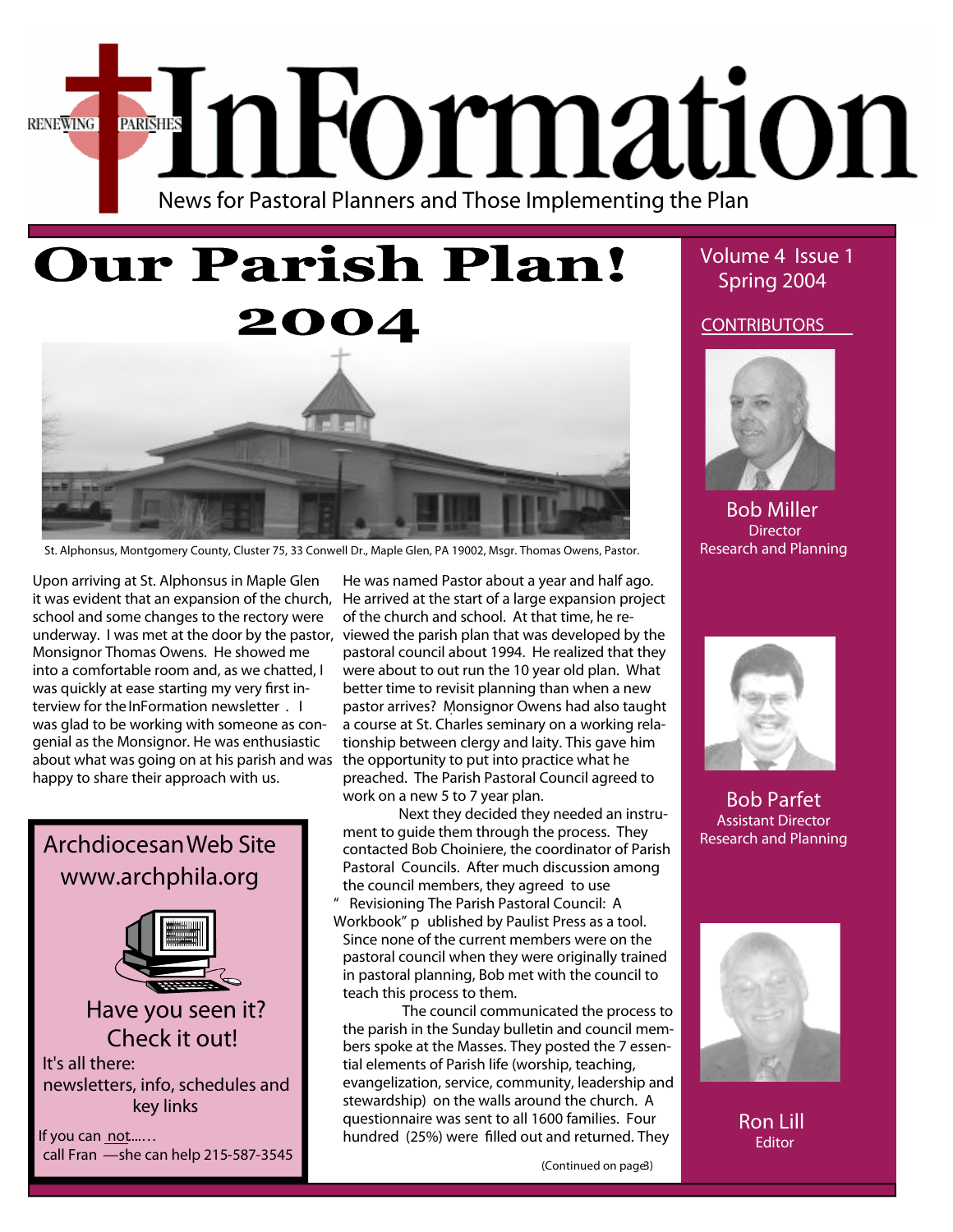RENEWING PARISHES

# InFormation

News for Pastoral Planners and Those Implementing the Plan

Volume 4 Issue 1
Spring 2004

CONTRIBUTORS

Bob Miller
Director
Research and Planning

Bob Parfet
Assistant Director
Research and Planning

Ron Lill
Editor

# Our Parish Plan! 2004

St. Alphonsus, Montgomery County, Cluster 75, 33 Conwell Dr., Maple Glen, PA 19002, Msgr. Thomas Owens, Pastor.

Upon arriving at St. Alphonsus in Maple Glen it was evident that an expansion of the church, school and some changes to the rectory were underway. I was met at the door by the pastor, Monsignor Thomas Owens. He showed me into a comfortable room and, as we chatted, I was quickly at ease starting my very first interview for the InFormation newsletter. I was glad to be working with someone as congenial as the Monsignor. He was enthusiastic about what was going on at his parish and was happy to share their approach with us.

He was named Pastor about a year and half ago. He arrived at the start of a large expansion project of the church and school. At that time, he reviewed the parish plan that was developed by the pastoral council about 1994. He realized that they were about to out run the 10 year old plan. What better time to revisit planning than when a new pastor arrives? Monsignor Owens had also taught a course at St. Charles seminary on a working relationship between clergy and laity. This gave him the opportunity to put into practice what he preached. The Parish Pastoral Council agreed to work on a new 5 to 7 year plan.

Next they decided they needed an instrument to guide them through the process. They contacted Bob Choiniere, the coordinator of Parish Pastoral Councils. After much discussion among the council members, they agreed to use "Revisioning The Parish Pastoral Council: A Workbook" published by Paulist Press as a tool. Since none of the current members were on the pastoral council when they were originally trained in pastoral planning, Bob met with the council to teach this process to them.

The council communicated the process to the parish in the Sunday bulletin and council members spoke at the Masses. They posted the 7 essential elements of Parish life (worship, teaching, evangelization, service, community, leadership and stewardship) on the walls around the church. A questionnaire was sent to all 1600 families. Four hundred (25%) were filled out and returned. They

(Continued on page 3)

## Archdiocesan Web Site
www.archphila.org

Have you seen it?
Check it out!

It's all there:
newsletters, info, schedules and key links

If you can not.....
call Fran —she can help 215-587-3545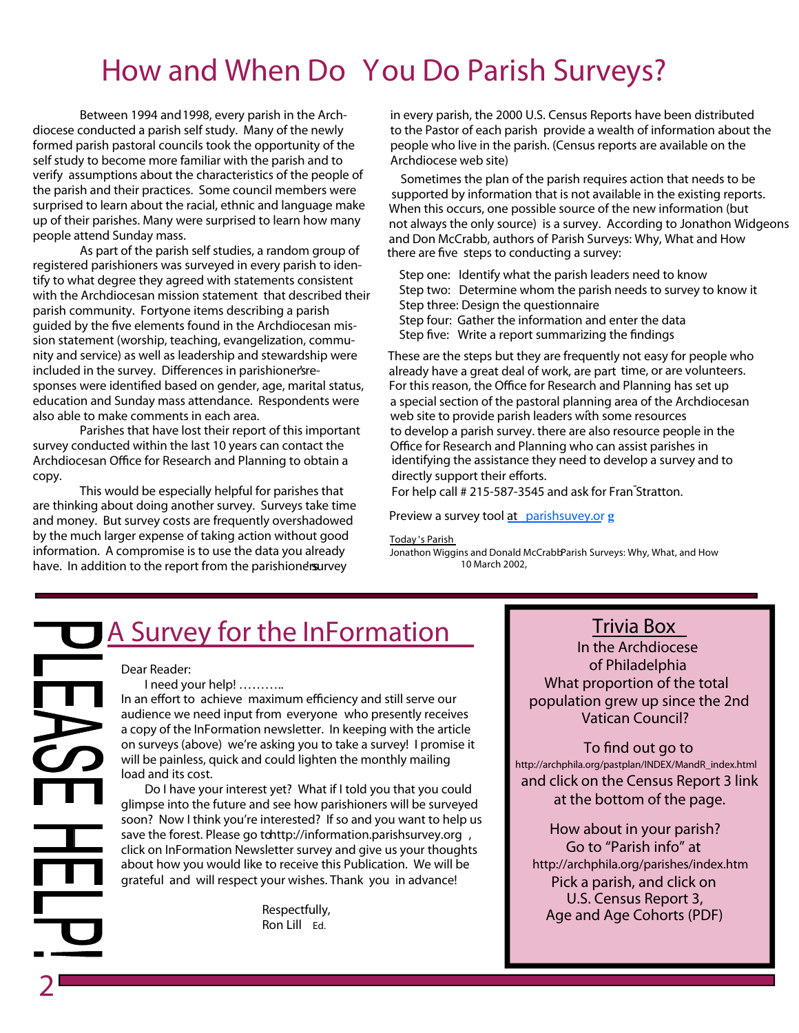# How and When Do You Do Parish Surveys?

Between 1994 and 1998, every parish in the Archdiocese conducted a parish self study. Many of the newly formed parish pastoral councils took the opportunity of the self study to become more familiar with the parish and to verify assumptions about the characteristics of the people of the parish and their practices. Some council members were surprised to learn about the racial, ethnic and language make up of their parishes. Many were surprised to learn how many people attend Sunday mass.

As part of the parish self studies, a random group of registered parishioners was surveyed in every parish to identify to what degree they agreed with statements consistent with the Archdiocesan mission statement that described their parish community. Forty-one items describing a parish guided by the five elements found in the Archdiocesan mission statement (worship, teaching, evangelization, community and service) as well as leadership and stewardship were included in the survey. Differences in parishioner's responses were identified based on gender, age, marital status, education and Sunday mass attendance. Respondents were also able to make comments in each area.

Parishes that have lost their report of this important survey conducted within the last 10 years can contact the Archdiocesan Office for Research and Planning to obtain a copy.

This would be especially helpful for parishes that are thinking about doing another survey. Surveys take time and money. But survey costs are frequently overshadowed by the much larger expense of taking action without good information. A compromise is to use the data you already have. In addition to the report from the parishioner's survey in every parish, the 2000 U.S. Census Reports have been distributed to the Pastor of each parish provide a wealth of information about the people who live in the parish. (Census reports are available on the Archdiocese web site)

Sometimes the plan of the parish requires action that needs to be supported by information that is not available in the existing reports. When this occurs, one possible source of the new information (but not always the only source) is a survey. According to Jonathon Widgeons and Don McCrabb, authors of Parish Surveys: Why, What and How there are five steps to conducting a survey:

- Step one: Identify what the parish leaders need to know
- Step two: Determine whom the parish needs to survey to know it
- Step three: Design the questionnaire
- Step four: Gather the information and enter the data
- Step five: Write a report summarizing the findings

These are the steps but they are frequently not easy for people who already have a great deal of work, are part time, or are volunteers. For this reason, the Office for Research and Planning has set up a special section of the pastoral planning area of the Archdiocesan web site to provide parish leaders with some resources to develop a parish survey. there are also resource people in the Office for Research and Planning who can assist parishes in identifying the assistance they need to develop a survey and to directly support their efforts.

For help call # 215-587-3545 and ask for Fran Stratton.

Preview a survey tool at parishsuvey.org

Today's Parish
Jonathon Wiggins and Donald McCrabb Parish Surveys: Why, What, and How
10 March 2002,

## PLEASE HELP!

## A Survey for the InFormation

Dear Reader:

I need your help! ………..

In an effort to achieve maximum efficiency and still serve our audience we need input from everyone who presently receives a copy of the InFormation newsletter. In keeping with the article on surveys (above) we're asking you to take a survey! I promise it will be painless, quick and could lighten the monthly mailing load and its cost.

Do I have your interest yet? What if I told you that you could glimpse into the future and see how parishioners will be surveyed soon? Now I think you're interested? If so and you want to help us save the forest. Please go to http://information.parishsurvey.org , click on InFormation Newsletter survey and give us your thoughts about how you would like to receive this Publication. We will be grateful and will respect your wishes. Thank you in advance!

Respectfully,
Ron Lill Ed.

## Trivia Box

In the Archdiocese of Philadelphia
What proportion of the total population grew up since the 2nd Vatican Council?

To find out go to
http://archphila.org/pastplan/INDEX/MandR_index.html
and click on the Census Report 3 link at the bottom of the page.

How about in your parish?
Go to "Parish info" at
http://archphila.org/parishes/index.htm
Pick a parish, and click on U.S. Census Report 3, Age and Age Cohorts (PDF)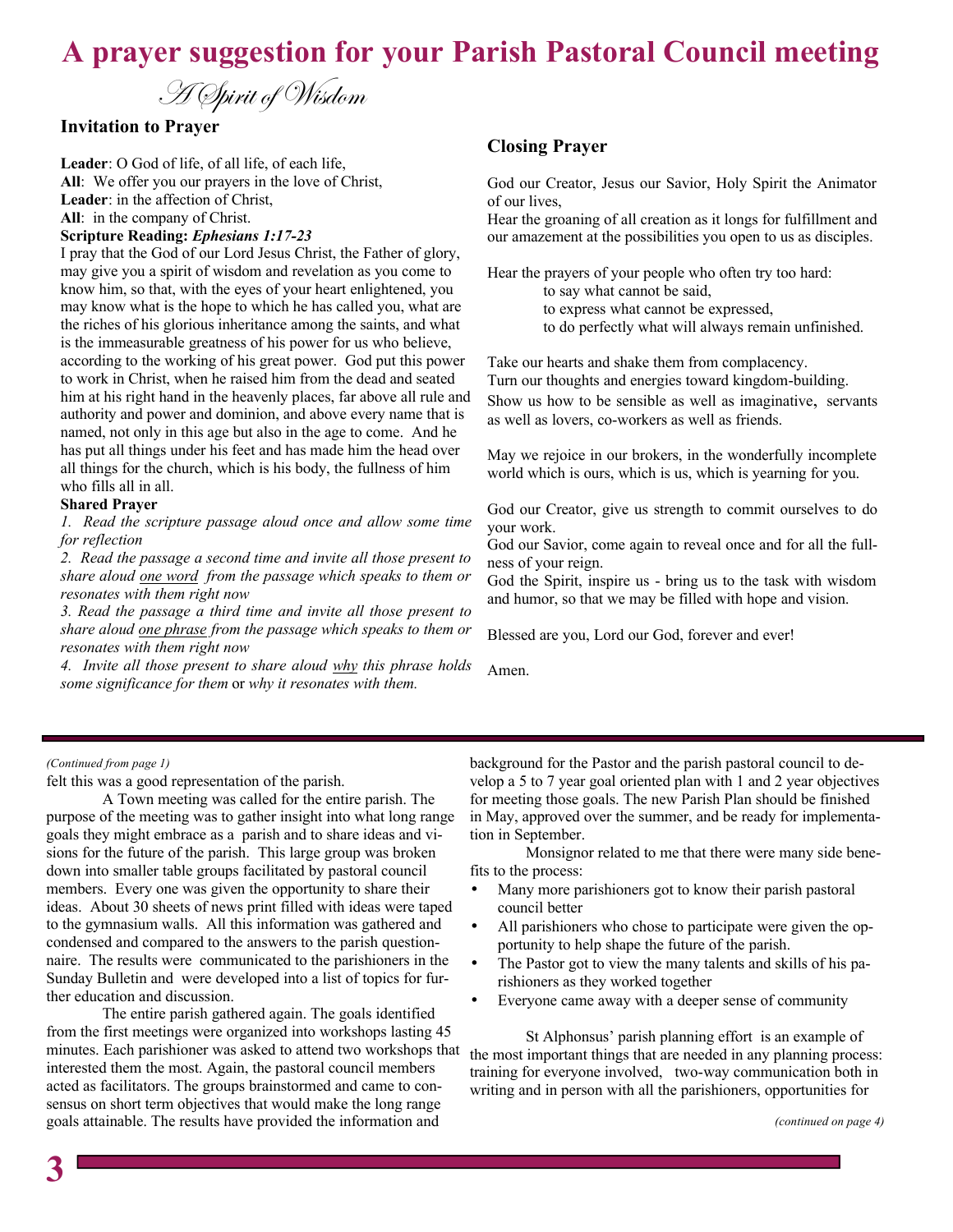# A prayer suggestion for your Parish Pastoral Council meeting

## *A Spirit of Wisdom*

### Invitation to Prayer

**Leader**: O God of life, of all life, of each life,
**All**: We offer you our prayers in the love of Christ,
**Leader**: in the affection of Christ,
**All**: in the company of Christ.

**Scripture Reading: *Ephesians 1:17-23***

I pray that the God of our Lord Jesus Christ, the Father of glory, may give you a spirit of wisdom and revelation as you come to know him, so that, with the eyes of your heart enlightened, you may know what is the hope to which he has called you, what are the riches of his glorious inheritance among the saints, and what is the immeasurable greatness of his power for us who believe, according to the working of his great power. God put this power to work in Christ, when he raised him from the dead and seated him at his right hand in the heavenly places, far above all rule and authority and power and dominion, and above every name that is named, not only in this age but also in the age to come. And he has put all things under his feet and has made him the head over all things for the church, which is his body, the fullness of him who fills all in all.

**Shared Prayer**

*1. Read the scripture passage aloud once and allow some time for reflection*

*2. Read the passage a second time and invite all those present to share aloud one word from the passage which speaks to them or resonates with them right now*

*3. Read the passage a third time and invite all those present to share aloud one phrase from the passage which speaks to them or resonates with them right now*

*4. Invite all those present to share aloud why this phrase holds some significance for them* or *why it resonates with them.*

### Closing Prayer

God our Creator, Jesus our Savior, Holy Spirit the Animator of our lives,
Hear the groaning of all creation as it longs for fulfillment and our amazement at the possibilities you open to us as disciples.

Hear the prayers of your people who often try too hard:
to say what cannot be said,
to express what cannot be expressed,
to do perfectly what will always remain unfinished.

Take our hearts and shake them from complacency.
Turn our thoughts and energies toward kingdom-building.
Show us how to be sensible as well as imaginative, servants as well as lovers, co-workers as well as friends.

May we rejoice in our brokers, in the wonderfully incomplete world which is ours, which is us, which is yearning for you.

God our Creator, give us strength to commit ourselves to do your work.
God our Savior, come again to reveal once and for all the fullness of your reign.
God the Spirit, inspire us - bring us to the task with wisdom and humor, so that we may be filled with hope and vision.

Blessed are you, Lord our God, forever and ever!

Amen.

---

*(Continued from page 1)*

felt this was a good representation of the parish.

A Town meeting was called for the entire parish. The purpose of the meeting was to gather insight into what long range goals they might embrace as a parish and to share ideas and visions for the future of the parish. This large group was broken down into smaller table groups facilitated by pastoral council members. Every one was given the opportunity to share their ideas. About 30 sheets of news print filled with ideas were taped to the gymnasium walls. All this information was gathered and condensed and compared to the answers to the parish questionnaire. The results were communicated to the parishioners in the Sunday Bulletin and were developed into a list of topics for further education and discussion.

The entire parish gathered again. The goals identified from the first meetings were organized into workshops lasting 45 minutes. Each parishioner was asked to attend two workshops that interested them the most. Again, the pastoral council members acted as facilitators. The groups brainstormed and came to consensus on short term objectives that would make the long range goals attainable. The results have provided the information and background for the Pastor and the parish pastoral council to develop a 5 to 7 year goal oriented plan with 1 and 2 year objectives for meeting those goals. The new Parish Plan should be finished in May, approved over the summer, and be ready for implementation in September.

Monsignor related to me that there were many side benefits to the process:

- Many more parishioners got to know their parish pastoral council better
- All parishioners who chose to participate were given the opportunity to help shape the future of the parish.
- The Pastor got to view the many talents and skills of his parishioners as they worked together
- Everyone came away with a deeper sense of community

St Alphonsus' parish planning effort is an example of the most important things that are needed in any planning process: training for everyone involved, two-way communication both in writing and in person with all the parishioners, opportunities for

*(continued on page 4)*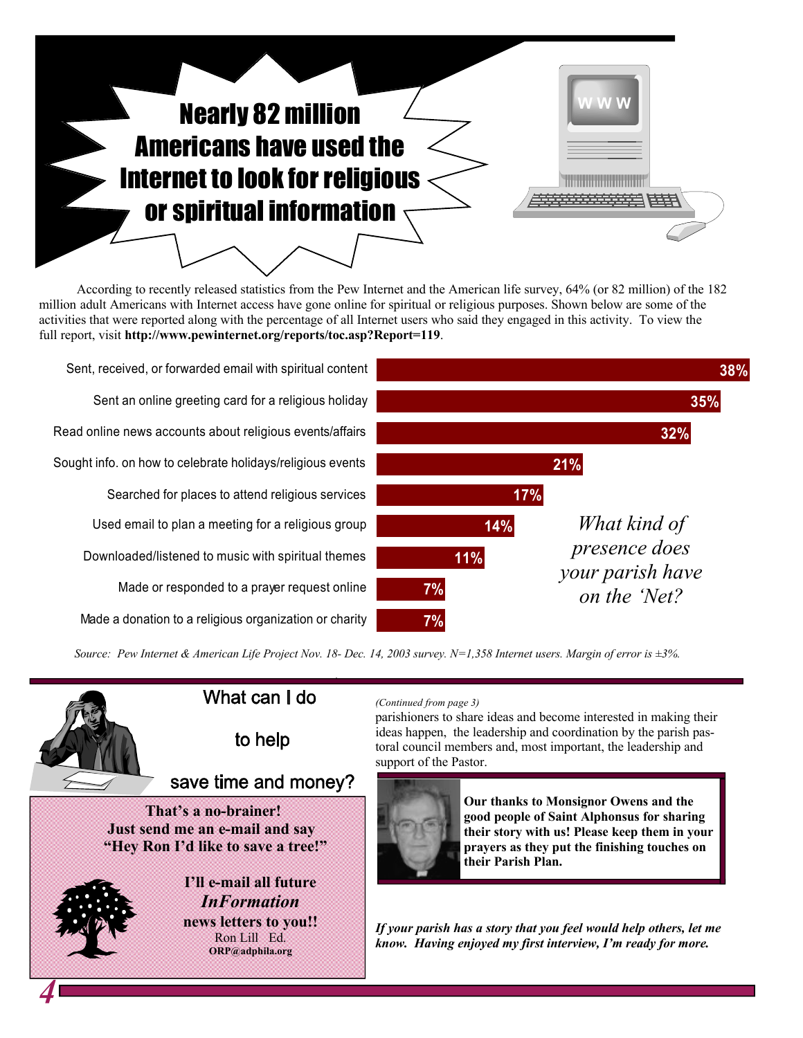# Nearly 82 million Americans have used the Internet to look for religious or spiritual information

WWW

According to recently released statistics from the Pew Internet and the American life survey, 64% (or 82 million) of the 182 million adult Americans with Internet access have gone online for spiritual or religious purposes. Shown below are some of the activities that were reported along with the percentage of all Internet users who said they engaged in this activity. To view the full report, visit **http://www.pewinternet.org/reports/toc.asp?Report=119**.

Sent, received, or forwarded email with spiritual content 38%
Sent an online greeting card for a religious holiday 35%
Read online news accounts about religious events/affairs 32%
Sought info. on how to celebrate holidays/religious events 21%
Searched for places to attend religious services 17%
Used email to plan a meeting for a religious group 14%
Downloaded/listened to music with spiritual themes 11%
Made or responded to a prayer request online 7%
Made a donation to a religious organization or charity 7%

*What kind of presence does your parish have on the 'Net?*

*Source: Pew Internet & American Life Project Nov. 18- Dec. 14, 2003 survey. N=1,358 Internet users. Margin of error is ±3%.*

## What can I do to help save time and money?

**That's a no-brainer!**
**Just send me an e-mail and say "Hey Ron I'd like to save a tree!"**

**I'll e-mail all future *InFormation* news letters to you!!**
Ron Lill Ed.
**ORP@adphila.org**

*(Continued from page 3)*

parishioners to share ideas and become interested in making their ideas happen, the leadership and coordination by the parish pastoral council members and, most important, the leadership and support of the Pastor.

**Our thanks to Monsignor Owens and the good people of Saint Alphonsus for sharing their story with us! Please keep them in your prayers as they put the finishing touches on their Parish Plan.**

***If your parish has a story that you feel would help others, let me know. Having enjoyed my first interview, I'm ready for more.***